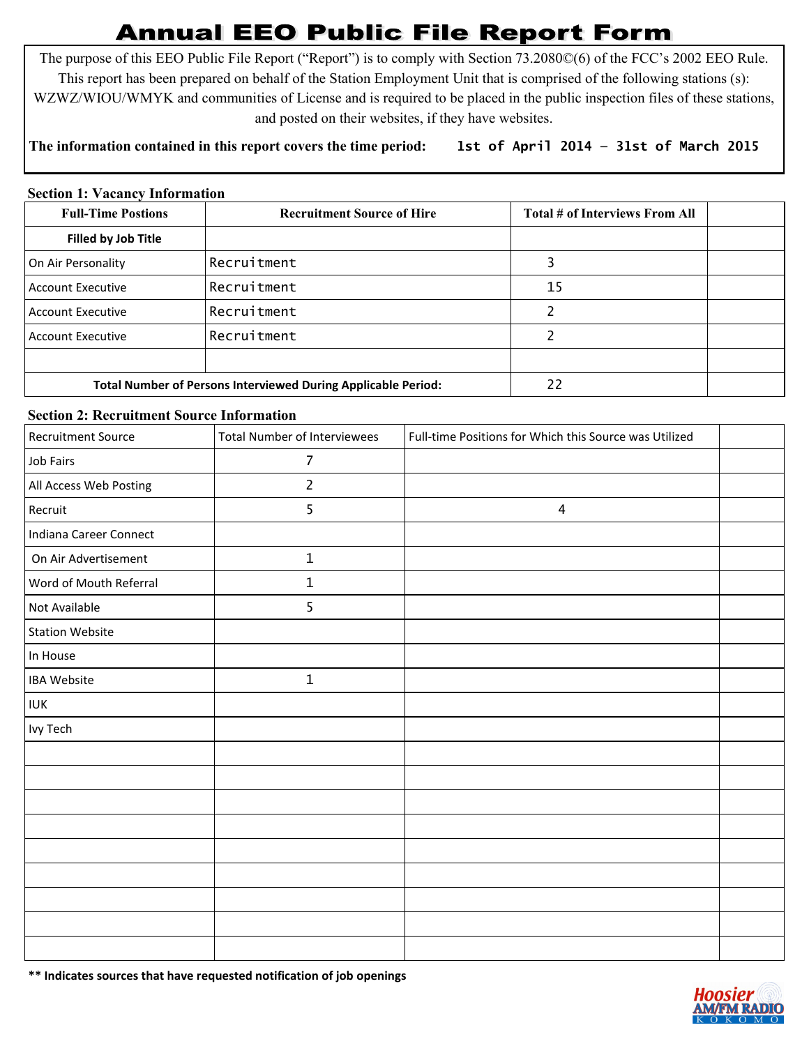# Annual EEO Public File Report Form

The purpose of this EEO Public File Report ("Report") is to comply with Section 73.2080©(6) of the FCC's 2002 EEO Rule. This report has been prepared on behalf of the Station Employment Unit that is comprised of the following stations (s): WZWZ/WIOU/WMYK and communities of License and is required to be placed in the public inspection files of these stations, and posted on their websites, if they have websites.

**The information contained in this report covers the time period:** 1st of April 2014 – 31st of March 2015

## Section 1: Vacancy Information

| Full-Time Postions | Recruitment Source of Hire | Total # of Interviews From All | |
|---|---|---|---|
| **Filled by Job Title** | | | |
| On Air Personality | Recruitment | 3 | |
| Account Executive | Recruitment | 15 | |
| Account Executive | Recruitment | 2 | |
| Account Executive | Recruitment | 2 | |
| | | | |
| **Total Number of Persons Interviewed During Applicable Period:** | | 22 | |

## Section 2: Recruitment Source Information

| Recruitment Source | Total Number of Interviewees | Full-time Positions for Which this Source was Utilized | |
|---|---|---|---|
| Job Fairs | 7 | | |
| All Access Web Posting | 2 | | |
| Recruit | 5 | 4 | |
| Indiana Career Connect | | | |
| On Air Advertisement | 1 | | |
| Word of Mouth Referral | 1 | | |
| Not Available | 5 | | |
| Station Website | | | |
| In House | | | |
| IBA Website | 1 | | |
| IUK | | | |
| Ivy Tech | | | |
| | | | |
| | | | |
| | | | |
| | | | |
| | | | |
| | | | |
| | | | |
| | | | |
| | | | |

**** Indicates sources that have requested notification of job openings**

Hoosier AM/FM RADIO KOKOMO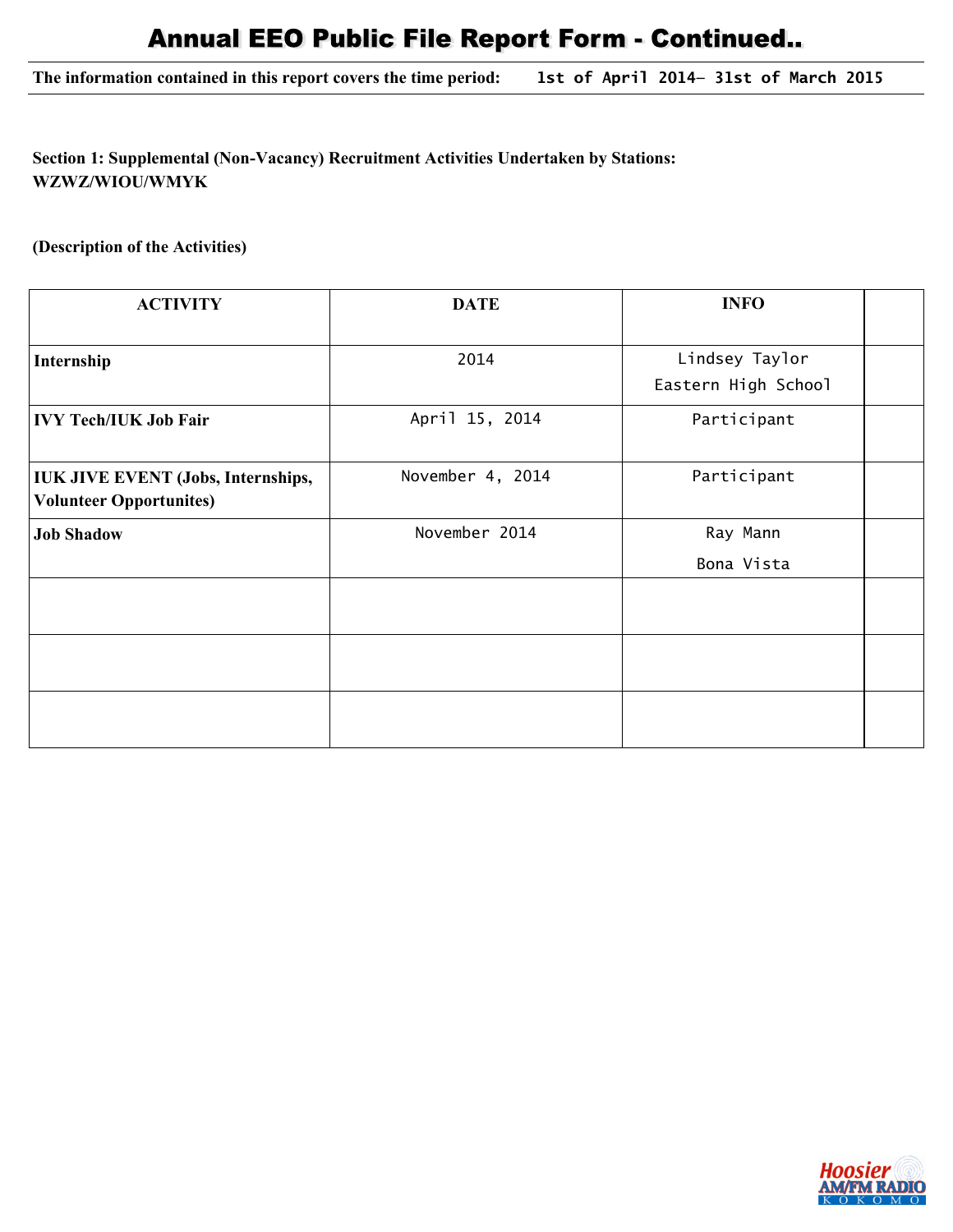# Annual EEO Public File Report Form - Continued..

**The information contained in this report covers the time period:** 1st of April 2014– 31st of March 2015

**Section 1: Supplemental (Non-Vacancy) Recruitment Activities Undertaken by Stations: WZWZ/WIOU/WMYK**

**(Description of the Activities)**

| ACTIVITY | DATE | INFO | |
|---|---|---|---|
| **Internship** | 2014 | Lindsey Taylor<br>Eastern High School | |
| **IVY Tech/IUK Job Fair** | April 15, 2014 | Participant | |
| **IUK JIVE EVENT (Jobs, Internships, Volunteer Opportunites)** | November 4, 2014 | Participant | |
| **Job Shadow** | November 2014 | Ray Mann<br>Bona Vista | |
| | | | |
| | | | |
| | | | |

Hoosier AM/FM RADIO KOKOMO